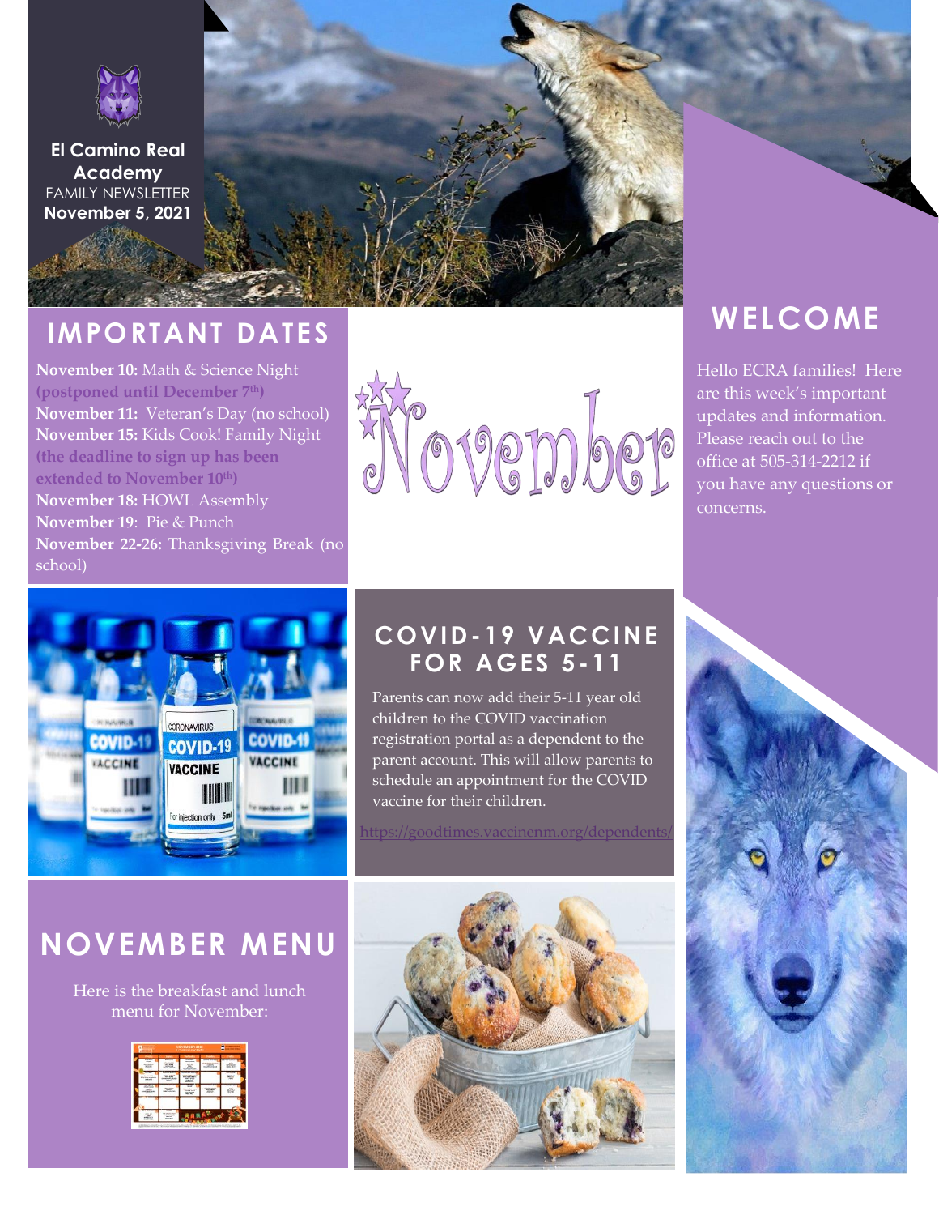**El Camino Real Academy**
FAMILY NEWSLETTER
**November 5, 2021**

## IMPORTANT DATES

**November 10:** Math & Science Night **(postponed until December 7th)**
**November 11:** Veteran's Day (no school)
**November 15:** Kids Cook! Family Night **(the deadline to sign up has been extended to November 10th)**
**November 18:** HOWL Assembly
**November 19**: Pie & Punch
**November 22-26:** Thanksgiving Break (no school)

November

## WELCOME

Hello ECRA families! Here are this week's important updates and information. Please reach out to the office at 505-314-2212 if you have any questions or concerns.

## COVID-19 VACCINE FOR AGES 5-11

Parents can now add their 5-11 year old children to the COVID vaccination registration portal as a dependent to the parent account. This will allow parents to schedule an appointment for the COVID vaccine for their children.

https://goodtimes.vaccinenm.org/dependents/

## NOVEMBER MENU

Here is the breakfast and lunch menu for November: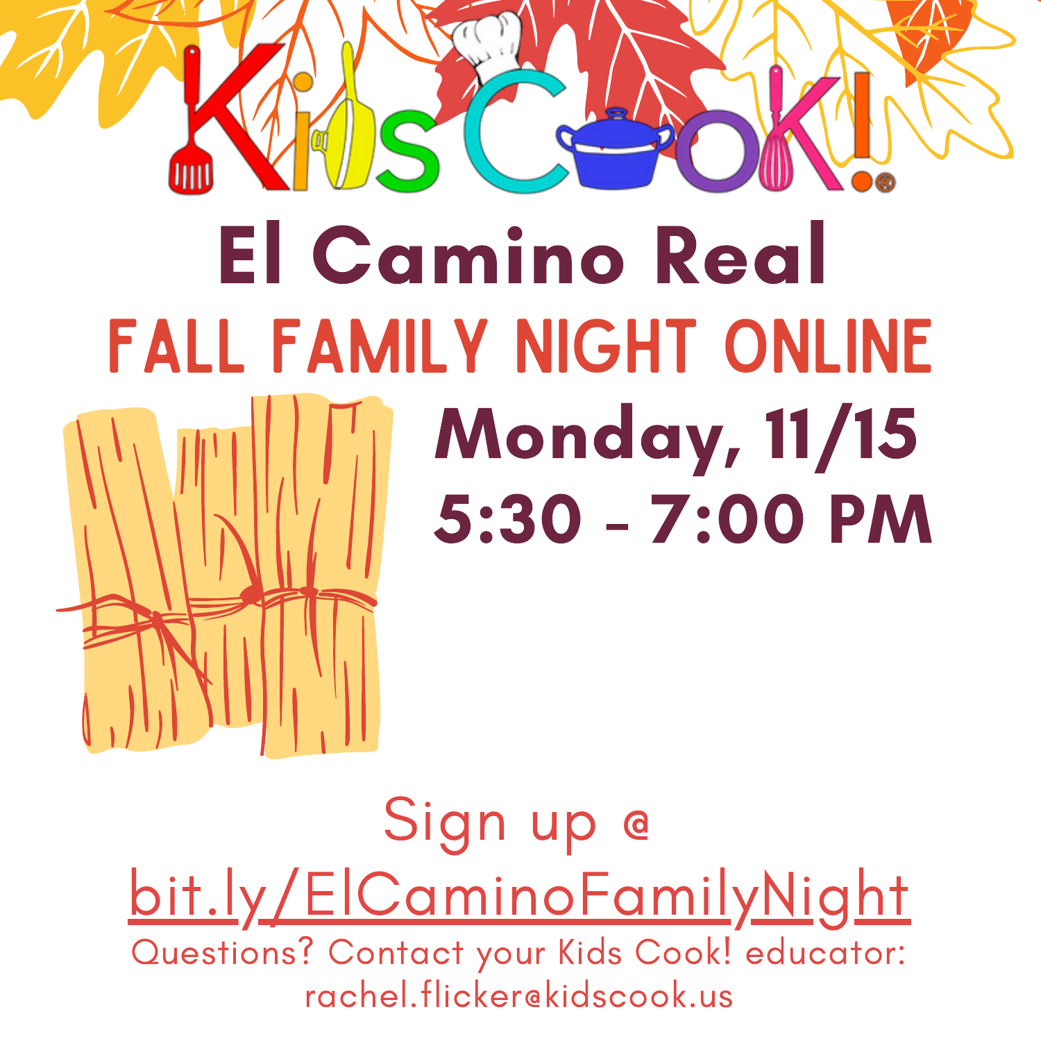# Kids Cook!®

## El Camino Real

## FALL FAMILY NIGHT ONLINE

**Monday, 11/15**

**5:30 - 7:00 PM**

Sign up @

bit.ly/ElCaminoFamilyNight

Questions? Contact your Kids Cook! educator:
rachel.flicker@kidscook.us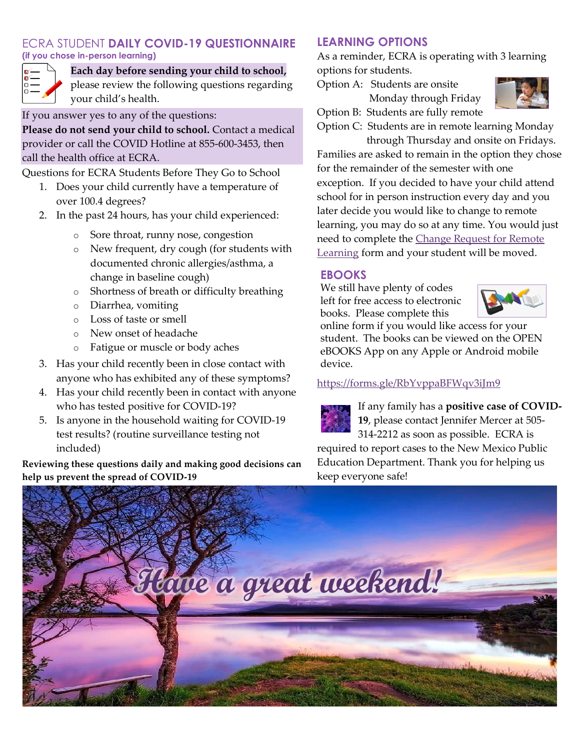## ECRA STUDENT **DAILY COVID-19 QUESTIONNAIRE**

**(if you chose in-person learning)**

**Each day before sending your child to school,** please review the following questions regarding your child's health.

If you answer yes to any of the questions:
**Please do not send your child to school.** Contact a medical provider or call the COVID Hotline at 855-600-3453, then call the health office at ECRA.

Questions for ECRA Students Before They Go to School

1. Does your child currently have a temperature of over 100.4 degrees?
2. In the past 24 hours, has your child experienced:
   - Sore throat, runny nose, congestion
   - New frequent, dry cough (for students with documented chronic allergies/asthma, a change in baseline cough)
   - Shortness of breath or difficulty breathing
   - Diarrhea, vomiting
   - Loss of taste or smell
   - New onset of headache
   - Fatigue or muscle or body aches
3. Has your child recently been in close contact with anyone who has exhibited any of these symptoms?
4. Has your child recently been in contact with anyone who has tested positive for COVID-19?
5. Is anyone in the household waiting for COVID-19 test results? (routine surveillance testing not included)

**Reviewing these questions daily and making good decisions can help us prevent the spread of COVID-19**

## LEARNING OPTIONS

As a reminder, ECRA is operating with 3 learning options for students.

Option A: Students are onsite Monday through Friday
Option B: Students are fully remote
Option C: Students are in remote learning Monday through Thursday and onsite on Fridays.

Families are asked to remain in the option they chose for the remainder of the semester with one exception. If you decided to have your child attend school for in person instruction every day and you later decide you would like to change to remote learning, you may do so at any time. You would just need to complete the Change Request for Remote Learning form and your student will be moved.

## EBOOKS

We still have plenty of codes left for free access to electronic books. Please complete this online form if you would like access for your student. The books can be viewed on the OPEN eBOOKS App on any Apple or Android mobile device.

https://forms.gle/RbYvppaBFWqv3iJm9

If any family has a **positive case of COVID-19**, please contact Jennifer Mercer at 505-314-2212 as soon as possible. ECRA is required to report cases to the New Mexico Public Education Department. Thank you for helping us keep everyone safe!

*Have a great weekend!*